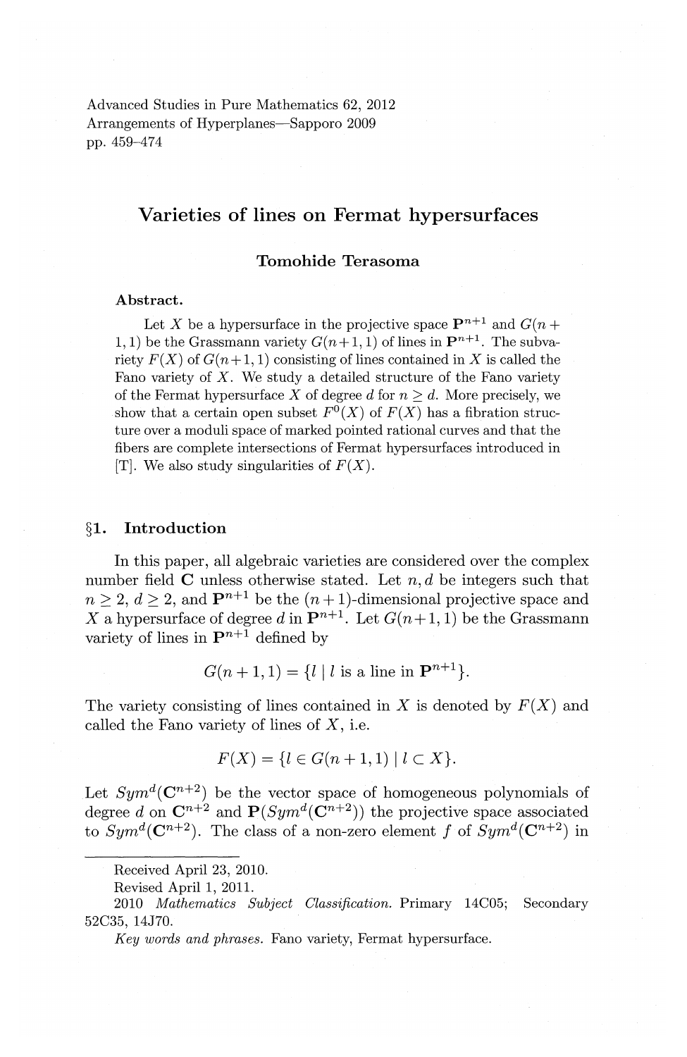Advanced Studies in Pure Mathematics 62, 2012
Arrangements of Hyperplanes—Sapporo 2009
pp. 459–474

# Varieties of lines on Fermat hypersurfaces

**Tomohide Terasoma**

**Abstract.**

Let $X$ be a hypersurface in the projective space $\mathbf{P}^{n+1}$ and $G(n+1,1)$ be the Grassmann variety $G(n+1,1)$ of lines in $\mathbf{P}^{n+1}$. The subvariety $F(X)$ of $G(n+1,1)$ consisting of lines contained in $X$ is called the Fano variety of $X$. We study a detailed structure of the Fano variety of the Fermat hypersurface $X$ of degree $d$ for $n \geq d$. More precisely, we show that a certain open subset $F^0(X)$ of $F(X)$ has a fibration structure over a moduli space of marked pointed rational curves and that the fibers are complete intersections of Fermat hypersurfaces introduced in [T]. We also study singularities of $F(X)$.

## §1. Introduction

In this paper, all algebraic varieties are considered over the complex number field $\mathbf{C}$ unless otherwise stated. Let $n, d$ be integers such that $n \geq 2$, $d \geq 2$, and $\mathbf{P}^{n+1}$ be the $(n+1)$-dimensional projective space and $X$ a hypersurface of degree $d$ in $\mathbf{P}^{n+1}$. Let $G(n+1,1)$ be the Grassmann variety of lines in $\mathbf{P}^{n+1}$ defined by

$$G(n+1,1) = \{l \mid l \text{ is a line in } \mathbf{P}^{n+1}\}.$$

The variety consisting of lines contained in $X$ is denoted by $F(X)$ and called the Fano variety of lines of $X$, i.e.

$$F(X) = \{l \in G(n+1,1) \mid l \subset X\}.$$

Let $Sym^d(\mathbf{C}^{n+2})$ be the vector space of homogeneous polynomials of degree $d$ on $\mathbf{C}^{n+2}$ and $\mathbf{P}(Sym^d(\mathbf{C}^{n+2}))$ the projective space associated to $Sym^d(\mathbf{C}^{n+2})$. The class of a non-zero element $f$ of $Sym^d(\mathbf{C}^{n+2})$ in

---

Received April 23, 2010.
Revised April 1, 2011.
2010 *Mathematics Subject Classification.* Primary 14C05; Secondary 52C35, 14J70.
*Key words and phrases.* Fano variety, Fermat hypersurface.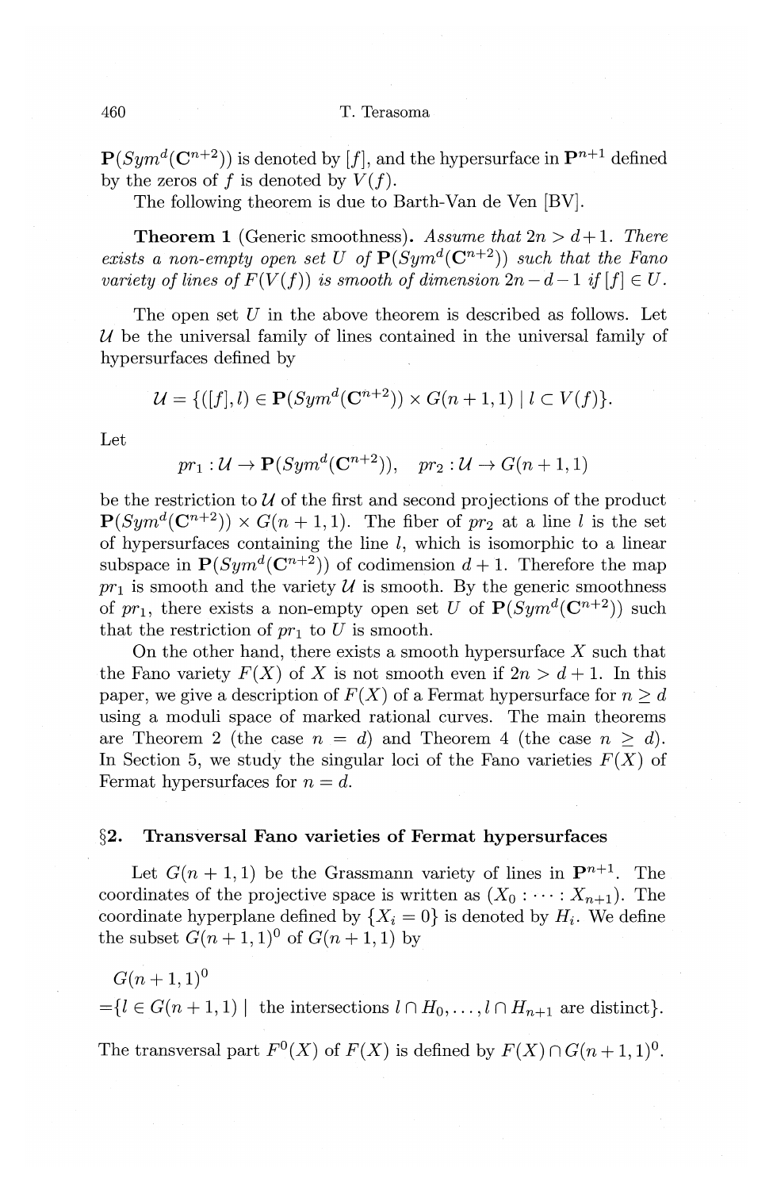$\mathbf{P}(Sym^d(\mathbf{C}^{n+2}))$ is denoted by $[f]$, and the hypersurface in $\mathbf{P}^{n+1}$ defined by the zeros of $f$ is denoted by $V(f)$.

The following theorem is due to Barth-Van de Ven [BV].

**Theorem 1** (Generic smoothness). *Assume that $2n > d+1$. There exists a non-empty open set $U$ of $\mathbf{P}(Sym^d(\mathbf{C}^{n+2}))$ such that the Fano variety of lines of $F(V(f))$ is smooth of dimension $2n-d-1$ if $[f] \in U$.*

The open set $U$ in the above theorem is described as follows. Let $\mathcal{U}$ be the universal family of lines contained in the universal family of hypersurfaces defined by

$$\mathcal{U} = \{([f], l) \in \mathbf{P}(Sym^d(\mathbf{C}^{n+2})) \times G(n+1, 1) \mid l \subset V(f)\}.$$

Let

$$pr_1 : \mathcal{U} \to \mathbf{P}(Sym^d(\mathbf{C}^{n+2})), \quad pr_2 : \mathcal{U} \to G(n+1, 1)$$

be the restriction to $\mathcal{U}$ of the first and second projections of the product $\mathbf{P}(Sym^d(\mathbf{C}^{n+2})) \times G(n+1, 1)$. The fiber of $pr_2$ at a line $l$ is the set of hypersurfaces containing the line $l$, which is isomorphic to a linear subspace in $\mathbf{P}(Sym^d(\mathbf{C}^{n+2}))$ of codimension $d+1$. Therefore the map $pr_1$ is smooth and the variety $\mathcal{U}$ is smooth. By the generic smoothness of $pr_1$, there exists a non-empty open set $U$ of $\mathbf{P}(Sym^d(\mathbf{C}^{n+2}))$ such that the restriction of $pr_1$ to $U$ is smooth.

On the other hand, there exists a smooth hypersurface $X$ such that the Fano variety $F(X)$ of $X$ is not smooth even if $2n > d+1$. In this paper, we give a description of $F(X)$ of a Fermat hypersurface for $n \geq d$ using a moduli space of marked rational curves. The main theorems are Theorem 2 (the case $n = d$) and Theorem 4 (the case $n \geq d$). In Section 5, we study the singular loci of the Fano varieties $F(X)$ of Fermat hypersurfaces for $n = d$.

## §2. Transversal Fano varieties of Fermat hypersurfaces

Let $G(n+1, 1)$ be the Grassmann variety of lines in $\mathbf{P}^{n+1}$. The coordinates of the projective space is written as $(X_0 : \cdots : X_{n+1})$. The coordinate hyperplane defined by $\{X_i = 0\}$ is denoted by $H_i$. We define the subset $G(n+1, 1)^0$ of $G(n+1, 1)$ by

$$\begin{aligned} &G(n+1,1)^0 \\ &= \{l \in G(n+1,1) \mid \text{ the intersections } l \cap H_0, \ldots, l \cap H_{n+1} \text{ are distinct}\}. \end{aligned}$$

The transversal part $F^0(X)$ of $F(X)$ is defined by $F(X) \cap G(n+1, 1)^0$.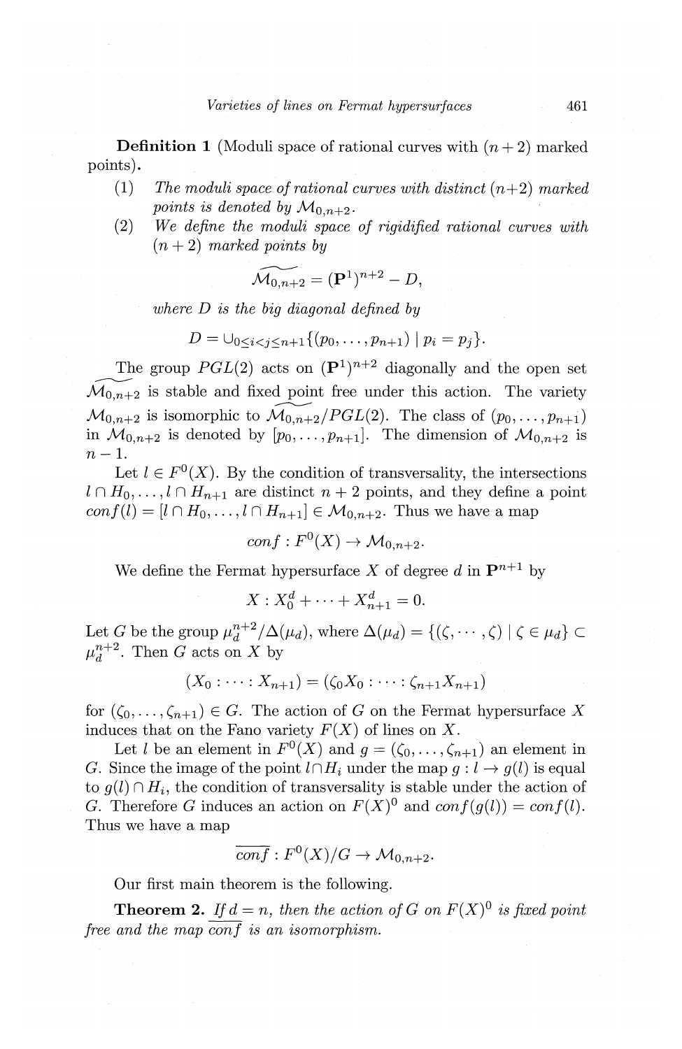**Definition 1** (Moduli space of rational curves with $(n+2)$ marked points).

(1) *The moduli space of rational curves with distinct $(n+2)$ marked points is denoted by $\mathcal{M}_{0,n+2}$.*

(2) *We define the moduli space of rigidified rational curves with $(n+2)$ marked points by*

$$\widetilde{\mathcal{M}_{0,n+2}} = (\mathbf{P}^1)^{n+2} - D,$$

*where $D$ is the big diagonal defined by*

$$D = \cup_{0 \le i < j \le n+1} \{(p_0, \ldots, p_{n+1}) \mid p_i = p_j\}.$$

The group $PGL(2)$ acts on $(\mathbf{P}^1)^{n+2}$ diagonally and the open set $\widetilde{\mathcal{M}_{0,n+2}}$ is stable and fixed point free under this action. The variety $\mathcal{M}_{0,n+2}$ is isomorphic to $\widetilde{\mathcal{M}_{0,n+2}}/PGL(2)$. The class of $(p_0, \ldots, p_{n+1})$ in $\mathcal{M}_{0,n+2}$ is denoted by $[p_0, \ldots, p_{n+1}]$. The dimension of $\mathcal{M}_{0,n+2}$ is $n-1$.

Let $l \in F^0(X)$. By the condition of transversality, the intersections $l \cap H_0, \ldots, l \cap H_{n+1}$ are distinct $n+2$ points, and they define a point $conf(l) = [l \cap H_0, \ldots, l \cap H_{n+1}] \in \mathcal{M}_{0,n+2}$. Thus we have a map

$$conf : F^0(X) \to \mathcal{M}_{0,n+2}.$$

We define the Fermat hypersurface $X$ of degree $d$ in $\mathbf{P}^{n+1}$ by

$$X : X_0^d + \cdots + X_{n+1}^d = 0.$$

Let $G$ be the group $\mu_d^{n+2}/\Delta(\mu_d)$, where $\Delta(\mu_d) = \{(\zeta, \cdots, \zeta) \mid \zeta \in \mu_d\} \subset \mu_d^{n+2}$. Then $G$ acts on $X$ by

$$(X_0 : \cdots : X_{n+1}) = (\zeta_0 X_0 : \cdots : \zeta_{n+1} X_{n+1})$$

for $(\zeta_0, \ldots, \zeta_{n+1}) \in G$. The action of $G$ on the Fermat hypersurface $X$ induces that on the Fano variety $F(X)$ of lines on $X$.

Let $l$ be an element in $F^0(X)$ and $g = (\zeta_0, \ldots, \zeta_{n+1})$ an element in $G$. Since the image of the point $l \cap H_i$ under the map $g : l \to g(l)$ is equal to $g(l) \cap H_i$, the condition of transversality is stable under the action of $G$. Therefore $G$ induces an action on $F(X)^0$ and $conf(g(l)) = conf(l)$. Thus we have a map

$$\overline{conf} : F^0(X)/G \to \mathcal{M}_{0,n+2}.$$

Our first main theorem is the following.

**Theorem 2.** *If $d = n$, then the action of $G$ on $F(X)^0$ is fixed point free and the map $\overline{conf}$ is an isomorphism.*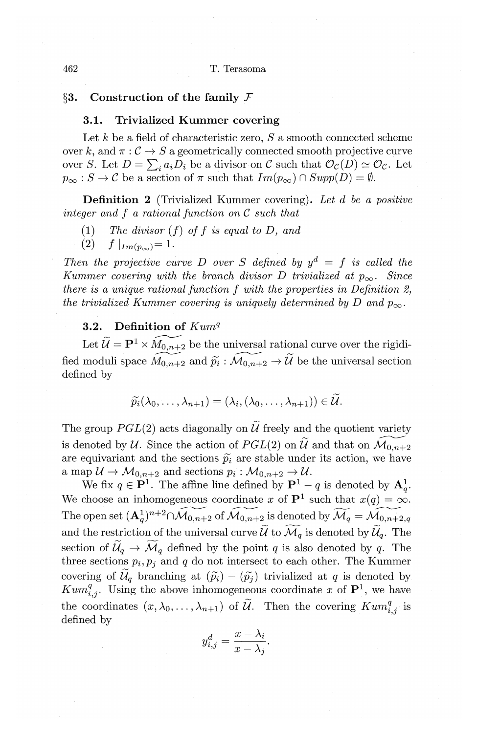## §3. Construction of the family $\mathcal{F}$

### 3.1. Trivialized Kummer covering

Let $k$ be a field of characteristic zero, $S$ a smooth connected scheme over $k$, and $\pi : \mathcal{C} \to S$ a geometrically connected smooth projective curve over $S$. Let $D = \sum_i a_i D_i$ be a divisor on $\mathcal{C}$ such that $\mathcal{O}_{\mathcal{C}}(D) \simeq \mathcal{O}_{\mathcal{C}}$. Let $p_\infty : S \to \mathcal{C}$ be a section of $\pi$ such that $Im(p_\infty) \cap Supp(D) = \emptyset$.

**Definition 2** (Trivialized Kummer covering). *Let $d$ be a positive integer and $f$ a rational function on $\mathcal{C}$ such that*

(1) *The divisor $(f)$ of $f$ is equal to $D$, and*

(2) *$f\mid_{Im(p_\infty)} = 1$.*

*Then the projective curve $D$ over $S$ defined by $y^d = f$ is called the Kummer covering with the branch divisor $D$ trivialized at $p_\infty$. Since there is a unique rational function $f$ with the properties in Definition 2, the trivialized Kummer covering is uniquely determined by $D$ and $p_\infty$.*

### 3.2. Definition of $Kum^q$

Let $\widetilde{\mathcal{U}} = \mathbf{P}^1 \times \widetilde{M_{0,n+2}}$ be the universal rational curve over the rigidified moduli space $\widetilde{M_{0,n+2}}$ and $\widetilde{p_i} : \widetilde{\mathcal{M}_{0,n+2}} \to \widetilde{\mathcal{U}}$ be the universal section defined by

$$\widetilde{p_i}(\lambda_0, \dots, \lambda_{n+1}) = (\lambda_i, (\lambda_0, \dots, \lambda_{n+1})) \in \widetilde{\mathcal{U}}.$$

The group $PGL(2)$ acts diagonally on $\widetilde{\mathcal{U}}$ freely and the quotient variety is denoted by $\mathcal{U}$. Since the action of $PGL(2)$ on $\widetilde{\mathcal{U}}$ and that on $\widetilde{\mathcal{M}_{0,n+2}}$ are equivariant and the sections $\widetilde{p_i}$ are stable under its action, we have a map $\mathcal{U} \to \mathcal{M}_{0,n+2}$ and sections $p_i : \mathcal{M}_{0,n+2} \to \mathcal{U}$.

We fix $q \in \mathbf{P}^1$. The affine line defined by $\mathbf{P}^1 - q$ is denoted by $\mathbf{A}^1_q$. We choose an inhomogeneous coordinate $x$ of $\mathbf{P}^1$ such that $x(q) = \infty$. The open set $(\mathbf{A}^1_q)^{n+2} \cap \widetilde{\mathcal{M}_{0,n+2}}$ of $\widetilde{\mathcal{M}_{0,n+2}}$ is denoted by $\widetilde{\mathcal{M}_q} = \widetilde{\mathcal{M}_{0,n+2,q}}$ and the restriction of the universal curve $\widetilde{\mathcal{U}}$ to $\widetilde{\mathcal{M}_q}$ is denoted by $\widetilde{\mathcal{U}_q}$. The section of $\widetilde{\mathcal{U}_q} \to \widetilde{\mathcal{M}_q}$ defined by the point $q$ is also denoted by $q$. The three sections $p_i, p_j$ and $q$ do not intersect to each other. The Kummer covering of $\widetilde{\mathcal{U}_q}$ branching at $(\widetilde{p_i}) - (\widetilde{p_j})$ trivialized at $q$ is denoted by $Kum^q_{i,j}$. Using the above inhomogeneous coordinate $x$ of $\mathbf{P}^1$, we have the coordinates $(x, \lambda_0, \dots, \lambda_{n+1})$ of $\widetilde{\mathcal{U}}$. Then the covering $Kum^q_{i,j}$ is defined by

$$y^d_{i,j} = \frac{x - \lambda_i}{x - \lambda_j}.$$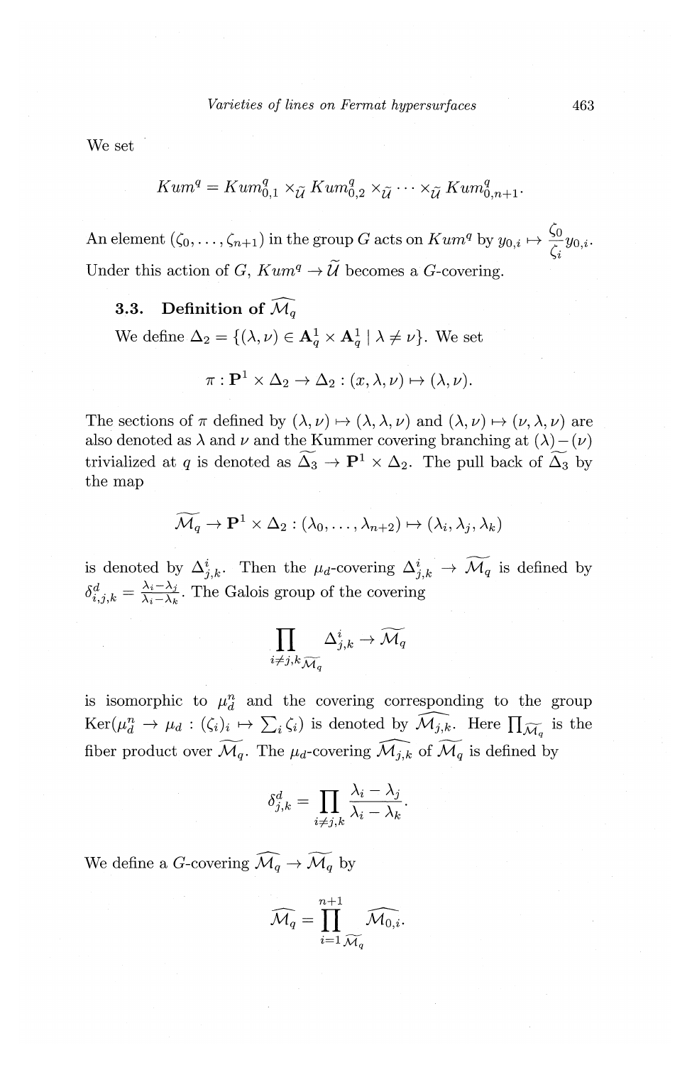We set

$$Kum^q = Kum^q_{0,1} \times_{\widetilde{\mathcal{U}}} Kum^q_{0,2} \times_{\widetilde{\mathcal{U}}} \cdots \times_{\widetilde{\mathcal{U}}} Kum^q_{0,n+1}.$$

An element $(\zeta_0, \ldots, \zeta_{n+1})$ in the group $G$ acts on $Kum^q$ by $y_{0,i} \mapsto \frac{\zeta_0}{\zeta_i} y_{0,i}$. Under this action of $G$, $Kum^q \to \widetilde{\mathcal{U}}$ becomes a $G$-covering.

### 3.3. Definition of $\widehat{\mathcal{M}_q}$

We define $\Delta_2 = \{(\lambda, \nu) \in \mathbf{A}^1_q \times \mathbf{A}^1_q \mid \lambda \neq \nu\}$. We set

$$\pi : \mathbf{P}^1 \times \Delta_2 \to \Delta_2 : (x, \lambda, \nu) \mapsto (\lambda, \nu).$$

The sections of $\pi$ defined by $(\lambda, \nu) \mapsto (\lambda, \lambda, \nu)$ and $(\lambda, \nu) \mapsto (\nu, \lambda, \nu)$ are also denoted as $\lambda$ and $\nu$ and the Kummer covering branching at $(\lambda) - (\nu)$ trivialized at $q$ is denoted as $\widetilde{\Delta_3} \to \mathbf{P}^1 \times \Delta_2$. The pull back of $\widetilde{\Delta_3}$ by the map

$$\widetilde{\mathcal{M}_q} \to \mathbf{P}^1 \times \Delta_2 : (\lambda_0, \ldots, \lambda_{n+2}) \mapsto (\lambda_i, \lambda_j, \lambda_k)$$

is denoted by $\Delta^i_{j,k}$. Then the $\mu_d$-covering $\Delta^i_{j,k} \to \widetilde{\mathcal{M}_q}$ is defined by $\delta^d_{i,j,k} = \frac{\lambda_i - \lambda_j}{\lambda_i - \lambda_k}$. The Galois group of the covering

$$\prod_{i \neq j,k \, \widetilde{\mathcal{M}_q}} \Delta^i_{j,k} \to \widetilde{\mathcal{M}_q}$$

is isomorphic to $\mu_d^n$ and the covering corresponding to the group $\mathrm{Ker}(\mu_d^n \to \mu_d : (\zeta_i)_i \mapsto \sum_i \zeta_i)$ is denoted by $\widehat{\mathcal{M}_{j,k}}$. Here $\prod_{\widetilde{\mathcal{M}_q}}$ is the fiber product over $\widetilde{\mathcal{M}_q}$. The $\mu_d$-covering $\widehat{\mathcal{M}_{j,k}}$ of $\widetilde{\mathcal{M}_q}$ is defined by

$$\delta^d_{j,k} = \prod_{i \neq j,k} \frac{\lambda_i - \lambda_j}{\lambda_i - \lambda_k}.$$

We define a $G$-covering $\widehat{\mathcal{M}_q} \to \widetilde{\mathcal{M}_q}$ by

$$\widehat{\mathcal{M}_q} = \prod_{i=1 \, \widetilde{\mathcal{M}_q}}^{n+1} \widehat{\mathcal{M}_{0,i}}.$$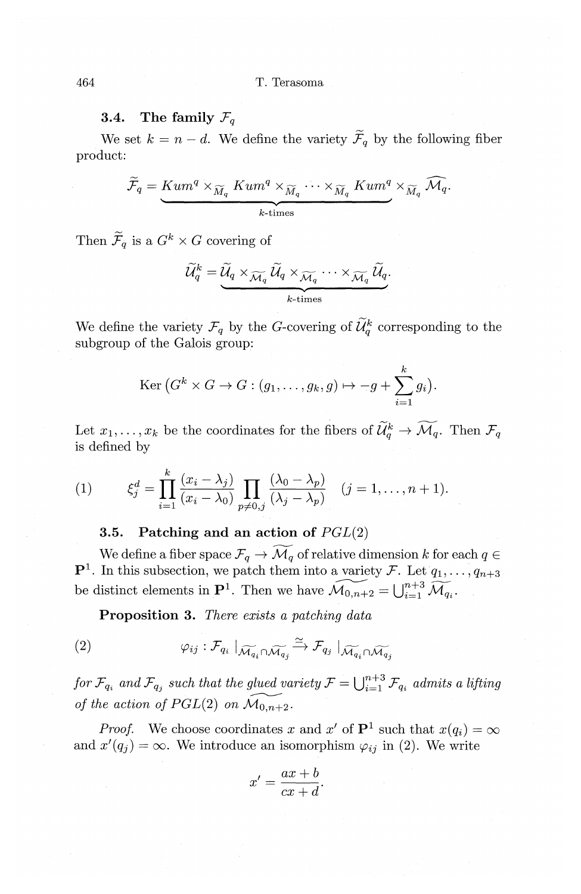### 3.4. The family $\mathcal{F}_q$

We set $k = n - d$. We define the variety $\widetilde{\mathcal{F}}_q$ by the following fiber product:

$$\widetilde{\mathcal{F}}_q = \underbrace{Kum^q \times_{\widetilde{M}_q} Kum^q \times_{\widetilde{M}_q} \cdots \times_{\widetilde{M}_q} Kum^q}_{k\text{-times}} \times_{\widetilde{M}_q} \widehat{\mathcal{M}_q}.$$

Then $\widetilde{\mathcal{F}}_q$ is a $G^k \times G$ covering of

$$\widetilde{\mathcal{U}}_q^k = \underbrace{\widetilde{\mathcal{U}}_q \times_{\widetilde{\mathcal{M}_q}} \widetilde{\mathcal{U}}_q \times_{\widetilde{\mathcal{M}_q}} \cdots \times_{\widetilde{\mathcal{M}_q}} \widetilde{\mathcal{U}}_q}_{k\text{-times}}.$$

We define the variety $\mathcal{F}_q$ by the $G$-covering of $\widetilde{\mathcal{U}}_q^k$ corresponding to the subgroup of the Galois group:

$$\operatorname{Ker}\left(G^k \times G \to G : (g_1, \ldots, g_k, g) \mapsto -g + \sum_{i=1}^{k} g_i\right).$$

Let $x_1, \ldots, x_k$ be the coordinates for the fibers of $\widetilde{\mathcal{U}}_q^k \to \widetilde{\mathcal{M}_q}$. Then $\mathcal{F}_q$ is defined by

$$\xi_j^d = \prod_{i=1}^{k} \frac{(x_i - \lambda_j)}{(x_i - \lambda_0)} \prod_{p \neq 0, j} \frac{(\lambda_0 - \lambda_p)}{(\lambda_j - \lambda_p)} \quad (j = 1, \ldots, n+1). \tag{1}$$

### 3.5. Patching and an action of $PGL(2)$

We define a fiber space $\mathcal{F}_q \to \widetilde{\mathcal{M}_q}$ of relative dimension $k$ for each $q \in \mathbf{P}^1$. In this subsection, we patch them into a variety $\mathcal{F}$. Let $q_1, \ldots, q_{n+3}$ be distinct elements in $\mathbf{P}^1$. Then we have $\widetilde{\mathcal{M}_{0,n+2}} = \bigcup_{i=1}^{n+3} \widetilde{\mathcal{M}_{q_i}}$.

**Proposition 3.** *There exists a patching data*

$$\varphi_{ij} : \mathcal{F}_{q_i} \mid_{\widetilde{\mathcal{M}_{q_i}} \cap \widetilde{\mathcal{M}_{q_j}}} \xrightarrow{\simeq} \mathcal{F}_{q_j} \mid_{\widetilde{\mathcal{M}_{q_i}} \cap \widetilde{\mathcal{M}_{q_j}}} \tag{2}$$

*for $\mathcal{F}_{q_i}$ and $\mathcal{F}_{q_j}$ such that the glued variety $\mathcal{F} = \bigcup_{i=1}^{n+3} \mathcal{F}_{q_i}$ admits a lifting of the action of $PGL(2)$ on $\widetilde{\mathcal{M}_{0,n+2}}$.*

*Proof.* We choose coordinates $x$ and $x'$ of $\mathbf{P}^1$ such that $x(q_i) = \infty$ and $x'(q_j) = \infty$. We introduce an isomorphism $\varphi_{ij}$ in (2). We write

$$x' = \frac{ax + b}{cx + d}.$$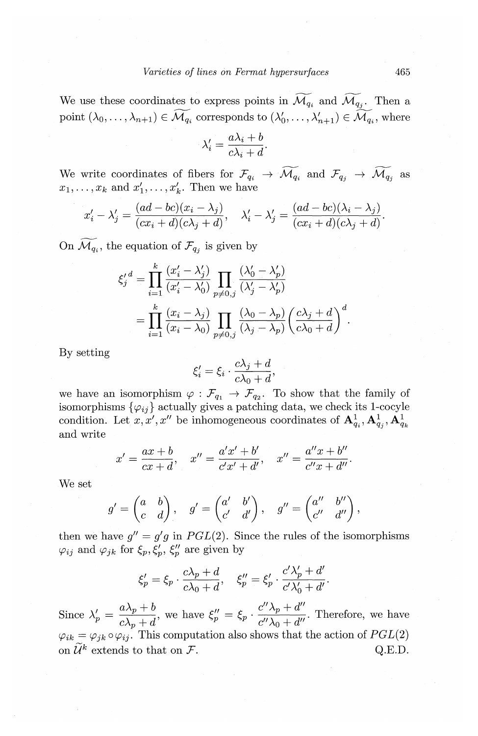We use these coordinates to express points in $\widetilde{\mathcal{M}_{q_i}}$ and $\widetilde{\mathcal{M}_{q_j}}$. Then a point $(\lambda_0, \ldots, \lambda_{n+1}) \in \widetilde{\mathcal{M}_{q_i}}$ corresponds to $(\lambda'_0, \ldots, \lambda'_{n+1}) \in \widetilde{\mathcal{M}_{q_i}}$, where

$$\lambda'_i = \frac{a\lambda_i + b}{c\lambda_i + d}.$$

We write coordinates of fibers for $\mathcal{F}_{q_i} \to \widetilde{\mathcal{M}_{q_i}}$ and $\mathcal{F}_{q_j} \to \widetilde{\mathcal{M}_{q_j}}$ as $x_1, \ldots, x_k$ and $x'_1, \ldots, x'_k$. Then we have

$$x'_i - \lambda'_j = \frac{(ad - bc)(x_i - \lambda_j)}{(cx_i + d)(c\lambda_j + d)}, \quad \lambda'_i - \lambda'_j = \frac{(ad - bc)(\lambda_i - \lambda_j)}{(cx_i + d)(c\lambda_j + d)}.$$

On $\widetilde{\mathcal{M}_{q_i}}$, the equation of $\mathcal{F}_{q_j}$ is given by

$$\begin{aligned}
\xi'^{\,d}_j &= \prod_{i=1}^{k} \frac{(x'_i - \lambda'_j)}{(x'_i - \lambda'_0)} \prod_{p \neq 0, j} \frac{(\lambda'_0 - \lambda'_p)}{(\lambda'_j - \lambda'_p)} \\
&= \prod_{i=1}^{k} \frac{(x_i - \lambda_j)}{(x_i - \lambda_0)} \prod_{p \neq 0, j} \frac{(\lambda_0 - \lambda_p)}{(\lambda_j - \lambda_p)} \left( \frac{c\lambda_j + d}{c\lambda_0 + d} \right)^d.
\end{aligned}$$

By setting

$$\xi'_i = \xi_i \cdot \frac{c\lambda_j + d}{c\lambda_0 + d},$$

we have an isomorphism $\varphi : \mathcal{F}_{q_1} \to \mathcal{F}_{q_2}$. To show that the family of isomorphisms $\{\varphi_{ij}\}$ actually gives a patching data, we check its 1-cocyle condition. Let $x, x', x''$ be inhomogeneous coordinates of $\mathbf{A}^1_{q_i}, \mathbf{A}^1_{q_j}, \mathbf{A}^1_{q_k}$ and write

$$x' = \frac{ax + b}{cx + d}, \quad x'' = \frac{a'x' + b'}{c'x' + d'}, \quad x'' = \frac{a''x + b''}{c''x + d''}.$$

We set

$$g' = \begin{pmatrix} a & b \\ c & d \end{pmatrix}, \quad g' = \begin{pmatrix} a' & b' \\ c' & d' \end{pmatrix}, \quad g'' = \begin{pmatrix} a'' & b'' \\ c'' & d'' \end{pmatrix},$$

then we have $g'' = g'g$ in $PGL(2)$. Since the rules of the isomorphisms $\varphi_{ij}$ and $\varphi_{jk}$ for $\xi_p, \xi'_p, \xi''_p$ are given by

$$\xi'_p = \xi_p \cdot \frac{c\lambda_p + d}{c\lambda_0 + d}, \quad \xi''_p = \xi'_p \cdot \frac{c'\lambda'_p + d'}{c'\lambda'_0 + d'}.$$

Since $\lambda'_p = \dfrac{a\lambda_p + b}{c\lambda_p + d}$, we have $\xi''_p = \xi_p \cdot \dfrac{c''\lambda_p + d''}{c''\lambda_0 + d''}$. Therefore, we have $\varphi_{ik} = \varphi_{jk} \circ \varphi_{ij}$. This computation also shows that the action of $PGL(2)$ on $\widetilde{\mathcal{U}}^k$ extends to that on $\mathcal{F}$. Q.E.D.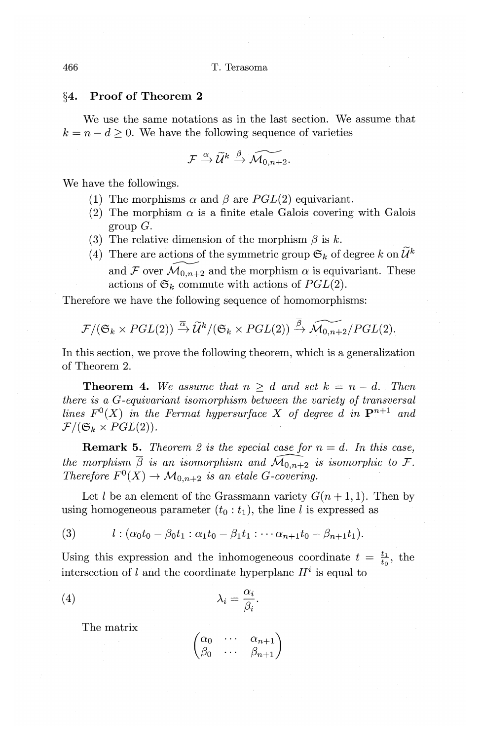## §4. Proof of Theorem 2

We use the same notations as in the last section. We assume that $k = n - d \geq 0$. We have the following sequence of varieties

$$\mathcal{F} \xrightarrow{\alpha} \widetilde{\mathcal{U}}^k \xrightarrow{\beta} \widetilde{\mathcal{M}_{0,n+2}}.$$

We have the followings.

1. The morphisms $\alpha$ and $\beta$ are $PGL(2)$ equivariant.
2. The morphism $\alpha$ is a finite etale Galois covering with Galois group $G$.
3. The relative dimension of the morphism $\beta$ is $k$.
4. There are actions of the symmetric group $\mathfrak{S}_k$ of degree $k$ on $\widetilde{\mathcal{U}}^k$ and $\mathcal{F}$ over $\widetilde{\mathcal{M}_{0,n+2}}$ and the morphism $\alpha$ is equivariant. These actions of $\mathfrak{S}_k$ commute with actions of $PGL(2)$.

Therefore we have the following sequence of homomorphisms:

$$\mathcal{F}/(\mathfrak{S}_k \times PGL(2)) \xrightarrow{\overline{\alpha}} \widetilde{\mathcal{U}}^k/(\mathfrak{S}_k \times PGL(2)) \xrightarrow{\overline{\beta}} \widetilde{\mathcal{M}_{0,n+2}}/PGL(2).$$

In this section, we prove the following theorem, which is a generalization of Theorem 2.

**Theorem 4.** *We assume that $n \geq d$ and set $k = n - d$. Then there is a $G$-equivariant isomorphism between the variety of transversal lines $F^0(X)$ in the Fermat hypersurface $X$ of degree $d$ in $\mathbf{P}^{n+1}$ and $\mathcal{F}/(\mathfrak{S}_k \times PGL(2))$.*

**Remark 5.** *Theorem 2 is the special case for $n = d$. In this case, the morphism $\overline{\beta}$ is an isomorphism and $\widetilde{\mathcal{M}_{0,n+2}}$ is isomorphic to $\mathcal{F}$. Therefore $F^0(X) \to \mathcal{M}_{0,n+2}$ is an etale $G$-covering.*

Let $l$ be an element of the Grassmann variety $G(n+1, 1)$. Then by using homogeneous parameter $(t_0 : t_1)$, the line $l$ is expressed as

$$l : (\alpha_0 t_0 - \beta_0 t_1 : \alpha_1 t_0 - \beta_1 t_1 : \cdots \alpha_{n+1} t_0 - \beta_{n+1} t_1). \tag{3}$$

Using this expression and the inhomogeneous coordinate $t = \frac{t_1}{t_0}$, the intersection of $l$ and the coordinate hyperplane $H^i$ is equal to

$$\lambda_i = \frac{\alpha_i}{\beta_i}. \tag{4}$$

The matrix

$$\begin{pmatrix} \alpha_0 & \cdots & \alpha_{n+1} \\ \beta_0 & \cdots & \beta_{n+1} \end{pmatrix}$$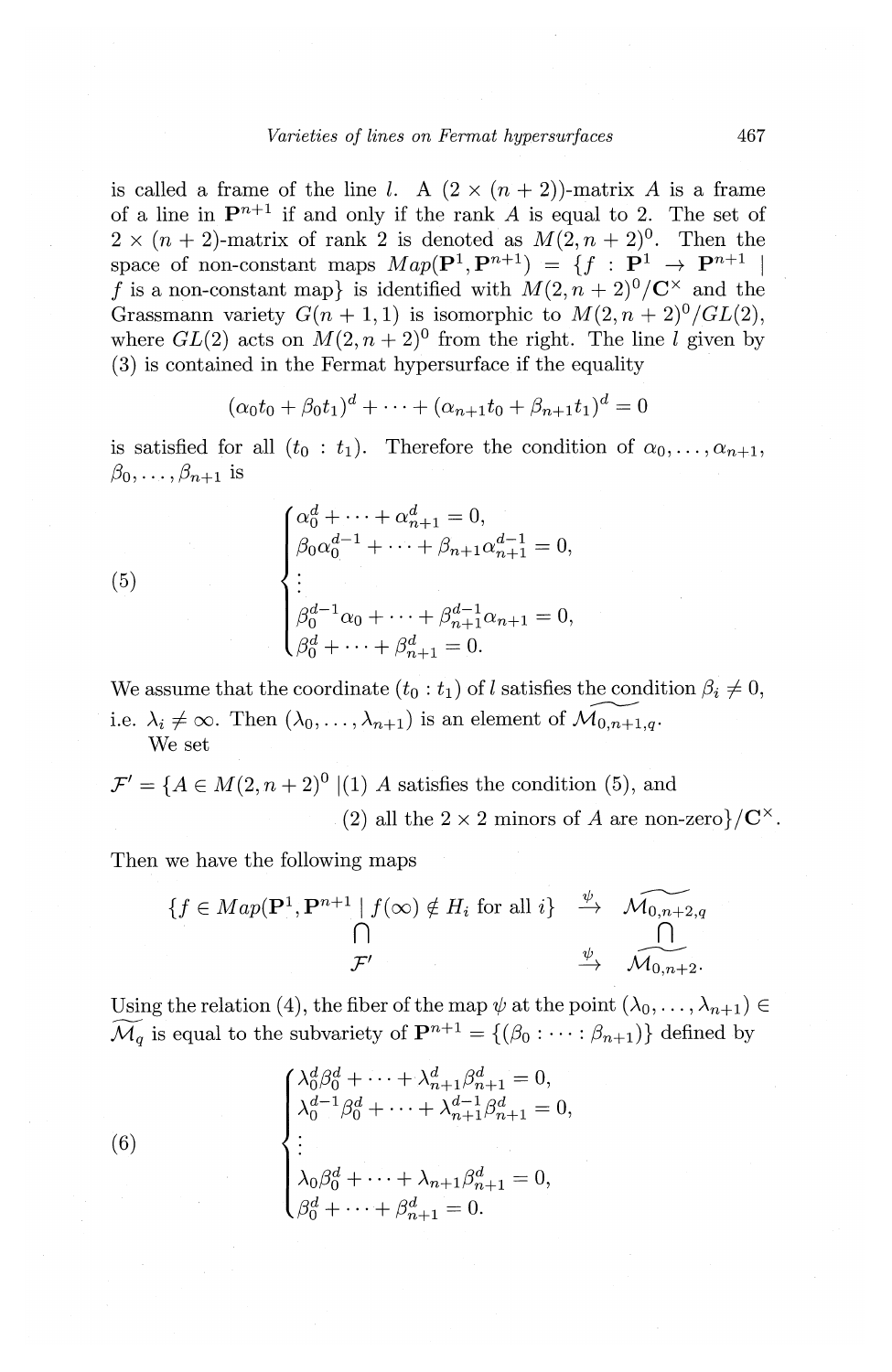is called a frame of the line $l$. A $(2 \times (n+2))$-matrix $A$ is a frame of a line in $\mathbf{P}^{n+1}$ if and only if the rank $A$ is equal to 2. The set of $2 \times (n+2)$-matrix of rank 2 is denoted as $M(2, n+2)^0$. Then the space of non-constant maps $Map(\mathbf{P}^1, \mathbf{P}^{n+1}) = \{f : \mathbf{P}^1 \to \mathbf{P}^{n+1} \mid f \text{ is a non-constant map}\}$ is identified with $M(2, n+2)^0/\mathbf{C}^\times$ and the Grassmann variety $G(n+1, 1)$ is isomorphic to $M(2, n+2)^0/GL(2)$, where $GL(2)$ acts on $M(2, n+2)^0$ from the right. The line $l$ given by (3) is contained in the Fermat hypersurface if the equality

$$(\alpha_0 t_0 + \beta_0 t_1)^d + \cdots + (\alpha_{n+1} t_0 + \beta_{n+1} t_1)^d = 0$$

is satisfied for all $(t_0 : t_1)$. Therefore the condition of $\alpha_0, \ldots, \alpha_{n+1}$, $\beta_0, \ldots, \beta_{n+1}$ is

$$(5) \qquad \begin{cases} \alpha_0^d + \cdots + \alpha_{n+1}^d = 0, \\ \beta_0 \alpha_0^{d-1} + \cdots + \beta_{n+1} \alpha_{n+1}^{d-1} = 0, \\ \vdots \\ \beta_0^{d-1} \alpha_0 + \cdots + \beta_{n+1}^{d-1} \alpha_{n+1} = 0, \\ \beta_0^d + \cdots + \beta_{n+1}^d = 0. \end{cases}$$

We assume that the coordinate $(t_0 : t_1)$ of $l$ satisfies the condition $\beta_i \neq 0$, i.e. $\lambda_i \neq \infty$. Then $(\lambda_0, \ldots, \lambda_{n+1})$ is an element of $\widetilde{\mathcal{M}_{0,n+1,q}}$.

We set

$$\mathcal{F}' = \{A \in M(2, n+2)^0 \mid (1)\ A \text{ satisfies the condition (5), and } (2) \text{ all the } 2 \times 2 \text{ minors of } A \text{ are non-zero}\}/\mathbf{C}^\times.$$

Then we have the following maps

$$\begin{array}{ccc} \{f \in Map(\mathbf{P}^1, \mathbf{P}^{n+1} \mid f(\infty) \notin H_i \text{ for all } i\} & \xrightarrow{\psi} & \widetilde{\mathcal{M}_{0,n+2,q}} \\ \cap & & \cap \\ \mathcal{F}' & \xrightarrow{\psi} & \widetilde{\mathcal{M}_{0,n+2}}. \end{array}$$

Using the relation (4), the fiber of the map $\psi$ at the point $(\lambda_0, \ldots, \lambda_{n+1}) \in \widetilde{\mathcal{M}_q}$ is equal to the subvariety of $\mathbf{P}^{n+1} = \{(\beta_0 : \cdots : \beta_{n+1})\}$ defined by

$$(6) \qquad \begin{cases} \lambda_0^d \beta_0^d + \cdots + \lambda_{n+1}^d \beta_{n+1}^d = 0, \\ \lambda_0^{d-1} \beta_0^d + \cdots + \lambda_{n+1}^{d-1} \beta_{n+1}^d = 0, \\ \vdots \\ \lambda_0 \beta_0^d + \cdots + \lambda_{n+1} \beta_{n+1}^d = 0, \\ \beta_0^d + \cdots + \beta_{n+1}^d = 0. \end{cases}$$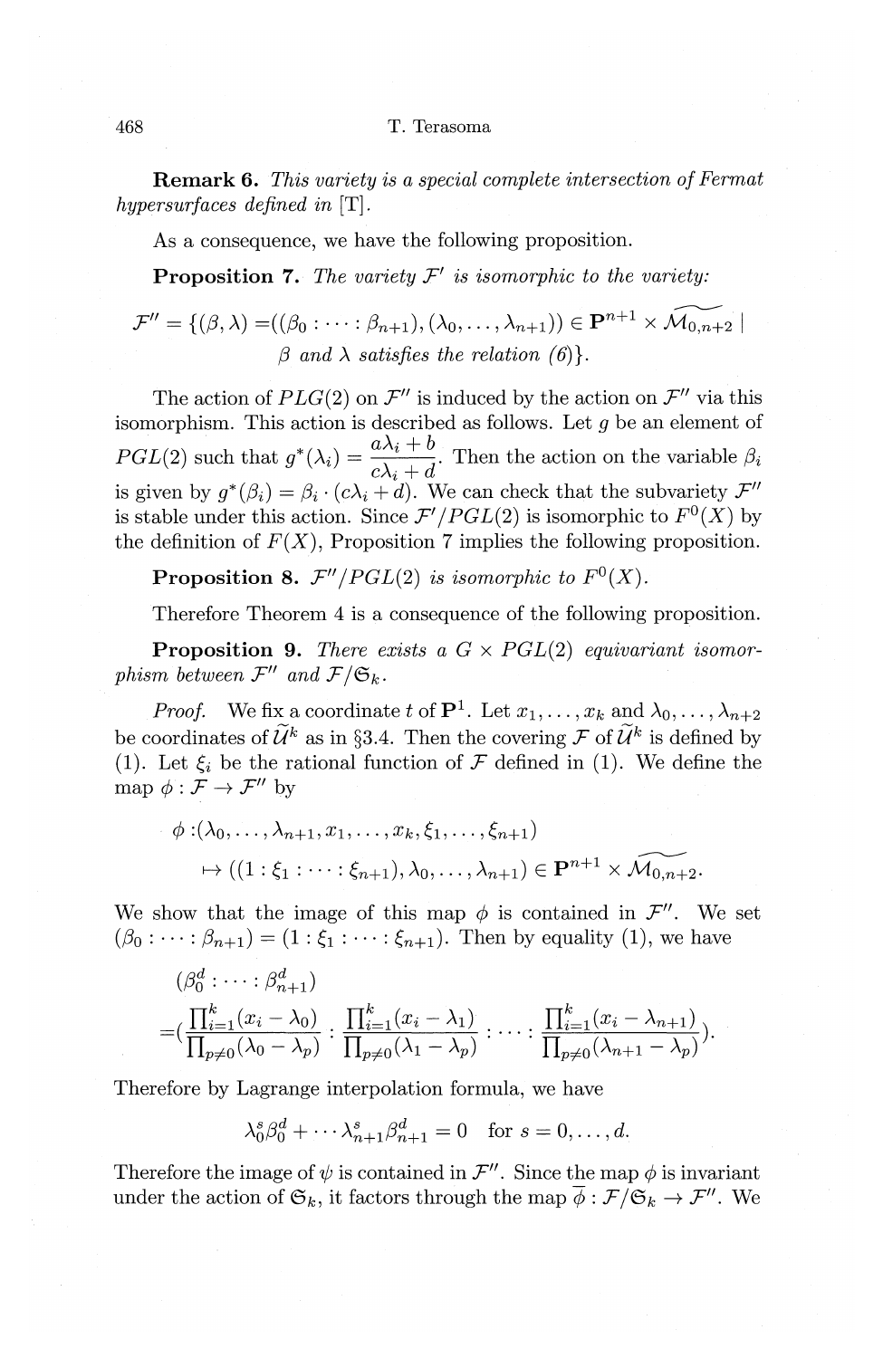**Remark 6.** *This variety is a special complete intersection of Fermat hypersurfaces defined in* [T].

As a consequence, we have the following proposition.

**Proposition 7.** *The variety $\mathcal{F}'$ is isomorphic to the variety:*

$$\mathcal{F}'' = \{(\beta,\lambda) = ((\beta_0 : \cdots : \beta_{n+1}), (\lambda_0, \ldots, \lambda_{n+1})) \in \mathbf{P}^{n+1} \times \widetilde{\mathcal{M}_{0,n+2}} \mid \beta \text{ and } \lambda \text{ satisfies the relation (6)}\}.$$

The action of $PLG(2)$ on $\mathcal{F}''$ is induced by the action on $\mathcal{F}''$ via this isomorphism. This action is described as follows. Let $g$ be an element of $PGL(2)$ such that $g^*(\lambda_i) = \dfrac{a\lambda_i + b}{c\lambda_i + d}$. Then the action on the variable $\beta_i$ is given by $g^*(\beta_i) = \beta_i \cdot (c\lambda_i + d)$. We can check that the subvariety $\mathcal{F}''$ is stable under this action. Since $\mathcal{F}'/PGL(2)$ is isomorphic to $F^0(X)$ by the definition of $F(X)$, Proposition 7 implies the following proposition.

**Proposition 8.** *$\mathcal{F}''/PGL(2)$ is isomorphic to $F^0(X)$.*

Therefore Theorem 4 is a consequence of the following proposition.

**Proposition 9.** *There exists a $G \times PGL(2)$ equivariant isomorphism between $\mathcal{F}''$ and $\mathcal{F}/\mathfrak{S}_k$.*

*Proof.* We fix a coordinate $t$ of $\mathbf{P}^1$. Let $x_1, \ldots, x_k$ and $\lambda_0, \ldots, \lambda_{n+2}$ be coordinates of $\widetilde{\mathcal{U}}^k$ as in §3.4. Then the covering $\mathcal{F}$ of $\widetilde{\mathcal{U}}^k$ is defined by (1). Let $\xi_i$ be the rational function of $\mathcal{F}$ defined in (1). We define the map $\phi : \mathcal{F} \to \mathcal{F}''$ by

$$\begin{aligned}\phi : &(\lambda_0, \ldots, \lambda_{n+1}, x_1, \ldots, x_k, \xi_1, \ldots, \xi_{n+1}) \\ &\mapsto ((1 : \xi_1 : \cdots : \xi_{n+1}), \lambda_0, \ldots, \lambda_{n+1}) \in \mathbf{P}^{n+1} \times \widetilde{\mathcal{M}_{0,n+2}}.\end{aligned}$$

We show that the image of this map $\phi$ is contained in $\mathcal{F}''$. We set $(\beta_0 : \cdots : \beta_{n+1}) = (1 : \xi_1 : \cdots : \xi_{n+1})$. Then by equality (1), we have

$$\begin{aligned}&(\beta_0^d : \cdots : \beta_{n+1}^d) \\ =&\left(\frac{\prod_{i=1}^k (x_i - \lambda_0)}{\prod_{p\neq 0}(\lambda_0 - \lambda_p)} : \frac{\prod_{i=1}^k (x_i - \lambda_1)}{\prod_{p\neq 0}(\lambda_1 - \lambda_p)} : \cdots : \frac{\prod_{i=1}^k (x_i - \lambda_{n+1})}{\prod_{p\neq 0}(\lambda_{n+1} - \lambda_p)}\right).\end{aligned}$$

Therefore by Lagrange interpolation formula, we have

$$\lambda_0^s \beta_0^d + \cdots \lambda_{n+1}^s \beta_{n+1}^d = 0 \quad \text{for } s = 0, \ldots, d.$$

Therefore the image of $\psi$ is contained in $\mathcal{F}''$. Since the map $\phi$ is invariant under the action of $\mathfrak{S}_k$, it factors through the map $\overline{\phi} : \mathcal{F}/\mathfrak{S}_k \to \mathcal{F}''$. We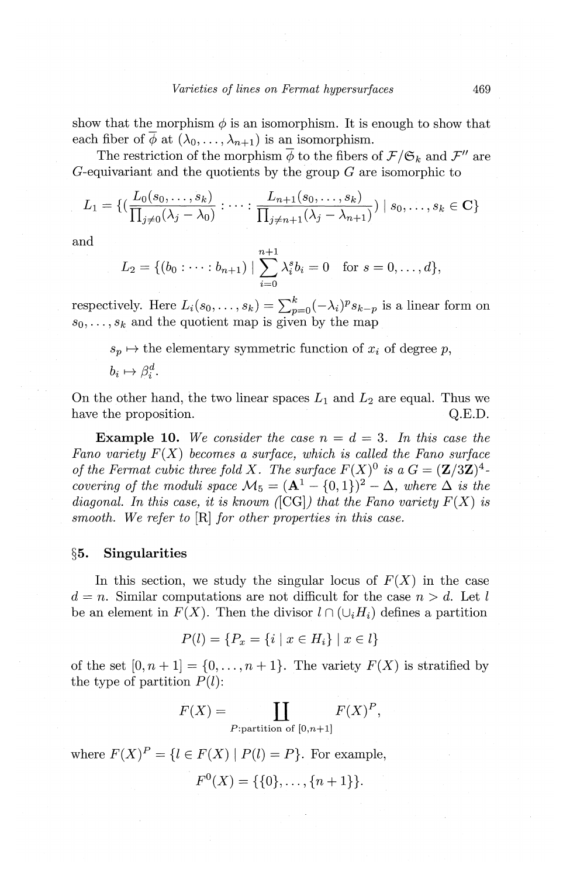show that the morphism $\phi$ is an isomorphism. It is enough to show that each fiber of $\overline{\phi}$ at $(\lambda_0, \dots, \lambda_{n+1})$ is an isomorphism.

The restriction of the morphism $\overline{\phi}$ to the fibers of $\mathcal{F}/\mathfrak{S}_k$ and $\mathcal{F}''$ are $G$-equivariant and the quotients by the group $G$ are isomorphic to

$$L_1 = \{(\frac{L_0(s_0, \dots, s_k)}{\prod_{j \neq 0}(\lambda_j - \lambda_0)} : \cdots : \frac{L_{n+1}(s_0, \dots, s_k)}{\prod_{j \neq n+1}(\lambda_j - \lambda_{n+1})}) \mid s_0, \dots, s_k \in \mathbf{C}\}$$

and

$$L_2 = \{(b_0 : \cdots : b_{n+1}) \mid \sum_{i=0}^{n+1} \lambda_i^s b_i = 0 \quad \text{for } s = 0, \dots, d\},$$

respectively. Here $L_i(s_0, \dots, s_k) = \sum_{p=0}^{k} (-\lambda_i)^p s_{k-p}$ is a linear form on $s_0, \dots, s_k$ and the quotient map is given by the map

$s_p \mapsto$ the elementary symmetric function of $x_i$ of degree $p$,

$b_i \mapsto \beta_i^d$.

On the other hand, the two linear spaces $L_1$ and $L_2$ are equal. Thus we have the proposition. Q.E.D.

**Example 10.** *We consider the case $n = d = 3$. In this case the Fano variety $F(X)$ becomes a surface, which is called the Fano surface of the Fermat cubic three fold $X$. The surface $F(X)^0$ is a $G = (\mathbf{Z}/3\mathbf{Z})^4$-covering of the moduli space $\mathcal{M}_5 = (\mathbf{A}^1 - \{0,1\})^2 - \Delta$, where $\Delta$ is the diagonal. In this case, it is known ([CG]) that the Fano variety $F(X)$ is smooth. We refer to [R] for other properties in this case.*

## §5. Singularities

In this section, we study the singular locus of $F(X)$ in the case $d = n$. Similar computations are not difficult for the case $n > d$. Let $l$ be an element in $F(X)$. Then the divisor $l \cap (\cup_i H_i)$ defines a partition

$$P(l) = \{P_x = \{i \mid x \in H_i\} \mid x \in l\}$$

of the set $[0, n+1] = \{0, \dots, n+1\}$. The variety $F(X)$ is stratified by the type of partition $P(l)$:

$$F(X) = \coprod_{P:\text{partition of } [0,n+1]} F(X)^P,$$

where $F(X)^P = \{l \in F(X) \mid P(l) = P\}$. For example,

$$F^0(X) = \{\{0\}, \dots, \{n+1\}\}.$$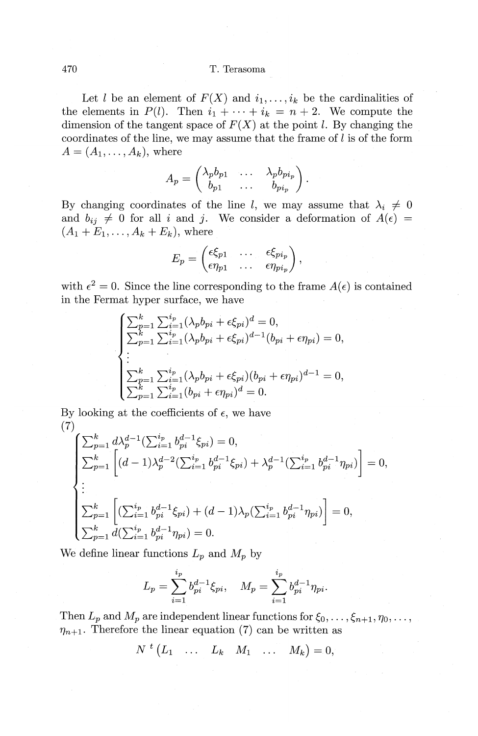Let $l$ be an element of $F(X)$ and $i_1, \ldots, i_k$ be the cardinalities of the elements in $P(l)$. Then $i_1 + \cdots + i_k = n + 2$. We compute the dimension of the tangent space of $F(X)$ at the point $l$. By changing the coordinates of the line, we may assume that the frame of $l$ is of the form $A = (A_1, \ldots, A_k)$, where

$$A_p = \begin{pmatrix} \lambda_p b_{p1} & \ldots & \lambda_p b_{pi_p} \\ b_{p1} & \ldots & b_{pi_p} \end{pmatrix}.$$

By changing coordinates of the line $l$, we may assume that $\lambda_i \neq 0$ and $b_{ij} \neq 0$ for all $i$ and $j$. We consider a deformation of $A(\epsilon) = (A_1 + E_1, \ldots, A_k + E_k)$, where

$$E_p = \begin{pmatrix} \epsilon \xi_{p1} & \ldots & \epsilon \xi_{pi_p} \\ \epsilon \eta_{p1} & \ldots & \epsilon \eta_{pi_p} \end{pmatrix},$$

with $\epsilon^2 = 0$. Since the line corresponding to the frame $A(\epsilon)$ is contained in the Fermat hyper surface, we have

$$\begin{cases} \sum_{p=1}^k \sum_{i=1}^{i_p} (\lambda_p b_{pi} + \epsilon \xi_{pi})^d = 0, \\ \sum_{p=1}^k \sum_{i=1}^{i_p} (\lambda_p b_{pi} + \epsilon \xi_{pi})^{d-1} (b_{pi} + \epsilon \eta_{pi}) = 0, \\ \vdots \\ \sum_{p=1}^k \sum_{i=1}^{i_p} (\lambda_p b_{pi} + \epsilon \xi_{pi}) (b_{pi} + \epsilon \eta_{pi})^{d-1} = 0, \\ \sum_{p=1}^k \sum_{i=1}^{i_p} (b_{pi} + \epsilon \eta_{pi})^d = 0. \end{cases}$$

By looking at the coefficients of $\epsilon$, we have

(7)

$$\begin{cases} \sum_{p=1}^k d\lambda_p^{d-1} (\sum_{i=1}^{i_p} b_{pi}^{d-1} \xi_{pi}) = 0, \\ \sum_{p=1}^k \left[ (d-1)\lambda_p^{d-2} (\sum_{i=1}^{i_p} b_{pi}^{d-1} \xi_{pi}) + \lambda_p^{d-1} (\sum_{i=1}^{i_p} b_{pi}^{d-1} \eta_{pi}) \right] = 0, \\ \vdots \\ \sum_{p=1}^k \left[ (\sum_{i=1}^{i_p} b_{pi}^{d-1} \xi_{pi}) + (d-1)\lambda_p (\sum_{i=1}^{i_p} b_{pi}^{d-1} \eta_{pi}) \right] = 0, \\ \sum_{p=1}^k d(\sum_{i=1}^{i_p} b_{pi}^{d-1} \eta_{pi}) = 0. \end{cases}$$

We define linear functions $L_p$ and $M_p$ by

$$L_p = \sum_{i=1}^{i_p} b_{pi}^{d-1} \xi_{pi}, \quad M_p = \sum_{i=1}^{i_p} b_{pi}^{d-1} \eta_{pi}.$$

Then $L_p$ and $M_p$ are independent linear functions for $\xi_0, \ldots, \xi_{n+1}, \eta_0, \ldots, \eta_{n+1}$. Therefore the linear equation (7) can be written as

$$N \, {}^t \begin{pmatrix} L_1 & \ldots & L_k & M_1 & \ldots & M_k \end{pmatrix} = 0,$$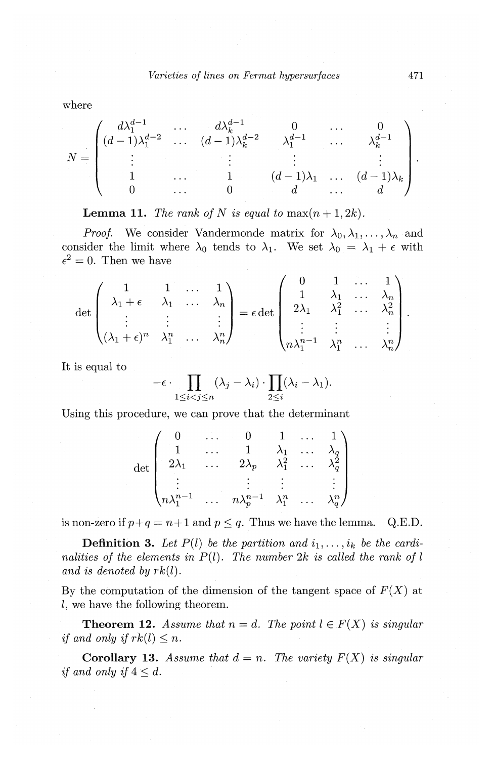where

$$
N = \begin{pmatrix}
d\lambda_1^{d-1} & \dots & d\lambda_k^{d-1} & 0 & \dots & 0 \\
(d-1)\lambda_1^{d-2} & \dots & (d-1)\lambda_k^{d-2} & \lambda_1^{d-1} & \dots & \lambda_k^{d-1} \\
\vdots & & \vdots & \vdots & & \vdots \\
1 & \dots & 1 & (d-1)\lambda_1 & \dots & (d-1)\lambda_k \\
0 & \dots & 0 & d & \dots & d
\end{pmatrix}.
$$

**Lemma 11.** *The rank of $N$ is equal to* $\max(n+1, 2k)$.

*Proof.* We consider Vandermonde matrix for $\lambda_0, \lambda_1, \dots, \lambda_n$ and consider the limit where $\lambda_0$ tends to $\lambda_1$. We set $\lambda_0 = \lambda_1 + \epsilon$ with $\epsilon^2 = 0$. Then we have

$$
\det \begin{pmatrix}
1 & 1 & \dots & 1 \\
\lambda_1 + \epsilon & \lambda_1 & \dots & \lambda_n \\
\vdots & \vdots & & \vdots \\
(\lambda_1 + \epsilon)^n & \lambda_1^n & \dots & \lambda_n^n
\end{pmatrix}
= \epsilon \det \begin{pmatrix}
0 & 1 & \dots & 1 \\
1 & \lambda_1 & \dots & \lambda_n \\
2\lambda_1 & \lambda_1^2 & \dots & \lambda_n^2 \\
\vdots & \vdots & & \vdots \\
n\lambda_1^{n-1} & \lambda_1^n & \dots & \lambda_n^n
\end{pmatrix}.
$$

It is equal to

$$
-\epsilon \cdot \prod_{1 \le i < j \le n} (\lambda_j - \lambda_i) \cdot \prod_{2 \le i} (\lambda_i - \lambda_1).
$$

Using this procedure, we can prove that the determinant

$$
\det \begin{pmatrix}
0 & \dots & 0 & 1 & \dots & 1 \\
1 & \dots & 1 & \lambda_1 & \dots & \lambda_q \\
2\lambda_1 & \dots & 2\lambda_p & \lambda_1^2 & \dots & \lambda_q^2 \\
\vdots & & \vdots & \vdots & & \vdots \\
n\lambda_1^{n-1} & \dots & n\lambda_p^{n-1} & \lambda_1^n & \dots & \lambda_q^n
\end{pmatrix}
$$

is non-zero if $p+q = n+1$ and $p \le q$. Thus we have the lemma. Q.E.D.

**Definition 3.** *Let $P(l)$ be the partition and $i_1, \dots, i_k$ be the cardinalities of the elements in $P(l)$. The number $2k$ is called the rank of $l$ and is denoted by $rk(l)$.*

By the computation of the dimension of the tangent space of $F(X)$ at $l$, we have the following theorem.

**Theorem 12.** *Assume that $n = d$. The point $l \in F(X)$ is singular if and only if $rk(l) \le n$.*

**Corollary 13.** *Assume that $d = n$. The variety $F(X)$ is singular if and only if $4 \le d$.*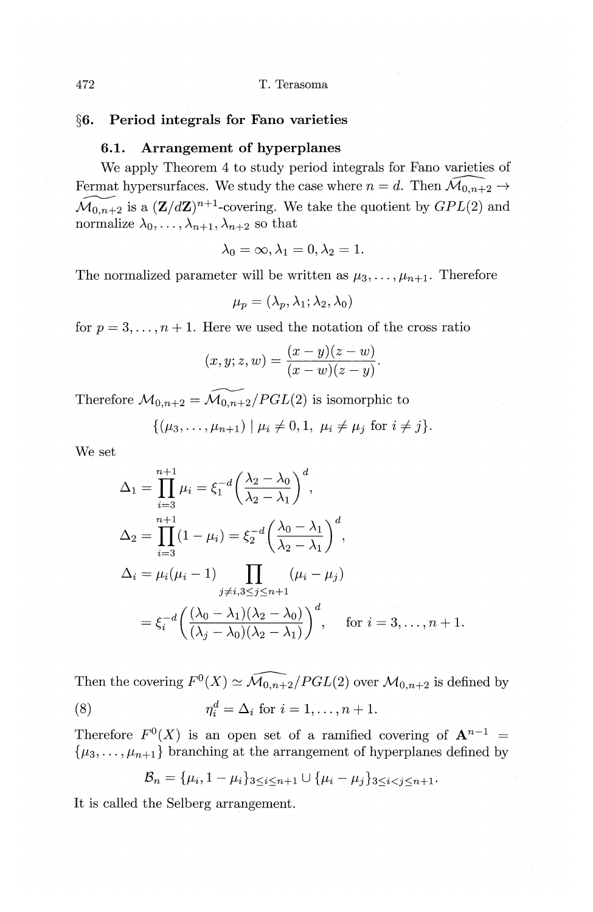## §6. Period integrals for Fano varieties

### 6.1. Arrangement of hyperplanes

We apply Theorem 4 to study period integrals for Fano varieties of Fermat hypersurfaces. We study the case where $n = d$. Then $\widehat{\mathcal{M}_{0,n+2}} \to \widetilde{\mathcal{M}_{0,n+2}}$ is a $(\mathbf{Z}/d\mathbf{Z})^{n+1}$-covering. We take the quotient by $GPL(2)$ and normalize $\lambda_0, \dots, \lambda_{n+1}, \lambda_{n+2}$ so that

$$\lambda_0 = \infty, \lambda_1 = 0, \lambda_2 = 1.$$

The normalized parameter will be written as $\mu_3, \dots, \mu_{n+1}$. Therefore

$$\mu_p = (\lambda_p, \lambda_1; \lambda_2, \lambda_0)$$

for $p = 3, \dots, n+1$. Here we used the notation of the cross ratio

$$(x, y; z, w) = \frac{(x-y)(z-w)}{(x-w)(z-y)}.$$

Therefore $\mathcal{M}_{0,n+2} = \widetilde{\mathcal{M}_{0,n+2}}/PGL(2)$ is isomorphic to

$$\{(\mu_3, \dots, \mu_{n+1}) \mid \mu_i \neq 0, 1, \ \mu_i \neq \mu_j \text{ for } i \neq j\}.$$

We set

$$\Delta_1 = \prod_{i=3}^{n+1} \mu_i = \xi_1^{-d} \left( \frac{\lambda_2 - \lambda_0}{\lambda_2 - \lambda_1} \right)^d,$$

$$\Delta_2 = \prod_{i=3}^{n+1} (1 - \mu_i) = \xi_2^{-d} \left( \frac{\lambda_0 - \lambda_1}{\lambda_2 - \lambda_1} \right)^d,$$

$$\Delta_i = \mu_i(\mu_i - 1) \prod_{j \neq i, 3 \leq j \leq n+1} (\mu_i - \mu_j)$$

$$= \xi_i^{-d} \left( \frac{(\lambda_0 - \lambda_1)(\lambda_2 - \lambda_0)}{(\lambda_j - \lambda_0)(\lambda_2 - \lambda_1)} \right)^d, \quad \text{for } i = 3, \dots, n+1.$$

Then the covering $F^0(X) \simeq \widehat{\mathcal{M}_{0,n+2}}/PGL(2)$ over $\mathcal{M}_{0,n+2}$ is defined by

$$\eta_i^d = \Delta_i \text{ for } i = 1, \dots, n+1. \tag{8}$$

Therefore $F^0(X)$ is an open set of a ramified covering of $\mathbf{A}^{n-1} = \{\mu_3, \dots, \mu_{n+1}\}$ branching at the arrangement of hyperplanes defined by

$$\mathcal{B}_n = \{\mu_i, 1 - \mu_i\}_{3 \leq i \leq n+1} \cup \{\mu_i - \mu_j\}_{3 \leq i < j \leq n+1}.$$

It is called the Selberg arrangement.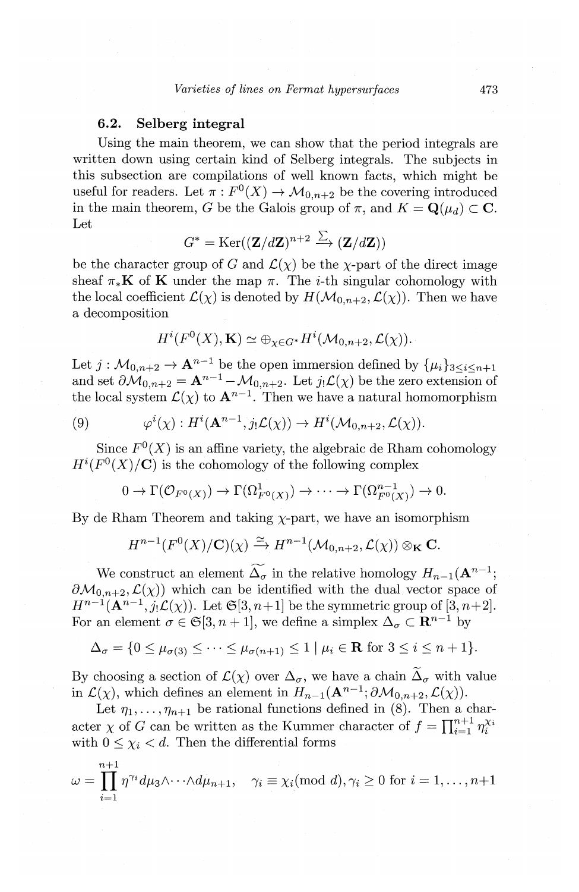### 6.2. Selberg integral

Using the main theorem, we can show that the period integrals are written down using certain kind of Selberg integrals. The subjects in this subsection are compilations of well known facts, which might be useful for readers. Let $\pi : F^0(X) \to \mathcal{M}_{0,n+2}$ be the covering introduced in the main theorem, $G$ be the Galois group of $\pi$, and $K = \mathbf{Q}(\mu_d) \subset \mathbf{C}$. Let

$$G^* = \operatorname{Ker}((\mathbf{Z}/d\mathbf{Z})^{n+2} \xrightarrow{\Sigma} (\mathbf{Z}/d\mathbf{Z}))$$

be the character group of $G$ and $\mathcal{L}(\chi)$ be the $\chi$-part of the direct image sheaf $\pi_*\mathbf{K}$ of $\mathbf{K}$ under the map $\pi$. The $i$-th singular cohomology with the local coefficient $\mathcal{L}(\chi)$ is denoted by $H(\mathcal{M}_{0,n+2}, \mathcal{L}(\chi))$. Then we have a decomposition

$$H^i(F^0(X), \mathbf{K}) \simeq \oplus_{\chi \in G^*} H^i(\mathcal{M}_{0,n+2}, \mathcal{L}(\chi)).$$

Let $j : \mathcal{M}_{0,n+2} \to \mathbf{A}^{n-1}$ be the open immersion defined by $\{\mu_i\}_{3 \leq i \leq n+1}$ and set $\partial\mathcal{M}_{0,n+2} = \mathbf{A}^{n-1} - \mathcal{M}_{0,n+2}$. Let $j_!\mathcal{L}(\chi)$ be the zero extension of the local system $\mathcal{L}(\chi)$ to $\mathbf{A}^{n-1}$. Then we have a natural homomorphism

$$\varphi^i(\chi) : H^i(\mathbf{A}^{n-1}, j_!\mathcal{L}(\chi)) \to H^i(\mathcal{M}_{0,n+2}, \mathcal{L}(\chi)). \tag{9}$$

Since $F^0(X)$ is an affine variety, the algebraic de Rham cohomology $H^i(F^0(X)/\mathbf{C})$ is the cohomology of the following complex

$$0 \to \Gamma(\mathcal{O}_{F^0(X)}) \to \Gamma(\Omega^1_{F^0(X)}) \to \cdots \to \Gamma(\Omega^{n-1}_{F^0(X)}) \to 0.$$

By de Rham Theorem and taking $\chi$-part, we have an isomorphism

$$H^{n-1}(F^0(X)/\mathbf{C})(\chi) \xrightarrow{\simeq} H^{n-1}(\mathcal{M}_{0,n+2}, \mathcal{L}(\chi)) \otimes_{\mathbf{K}} \mathbf{C}.$$

We construct an element $\widetilde{\Delta_\sigma}$ in the relative homology $H_{n-1}(\mathbf{A}^{n-1}; \partial\mathcal{M}_{0,n+2}, \mathcal{L}(\chi))$ which can be identified with the dual vector space of $H^{n-1}(\mathbf{A}^{n-1}, j_!\mathcal{L}(\chi))$. Let $\mathfrak{S}[3, n+1]$ be the symmetric group of $[3, n+2]$. For an element $\sigma \in \mathfrak{S}[3, n+1]$, we define a simplex $\Delta_\sigma \subset \mathbf{R}^{n-1}$ by

$$\Delta_\sigma = \{0 \leq \mu_{\sigma(3)} \leq \cdots \leq \mu_{\sigma(n+1)} \leq 1 \mid \mu_i \in \mathbf{R} \text{ for } 3 \leq i \leq n+1\}.$$

By choosing a section of $\mathcal{L}(\chi)$ over $\Delta_\sigma$, we have a chain $\widetilde{\Delta}_\sigma$ with value in $\mathcal{L}(\chi)$, which defines an element in $H_{n-1}(\mathbf{A}^{n-1}; \partial\mathcal{M}_{0,n+2}, \mathcal{L}(\chi))$.

Let $\eta_1, \ldots, \eta_{n+1}$ be rational functions defined in (8). Then a character $\chi$ of $G$ can be written as the Kummer character of $f = \prod_{i=1}^{n+1} \eta_i^{\chi_i}$ with $0 \leq \chi_i < d$. Then the differential forms

$$\omega = \prod_{i=1}^{n+1} \eta^{\gamma_i} d\mu_3 \wedge \cdots \wedge d\mu_{n+1}, \quad \gamma_i \equiv \chi_i (\text{mod } d), \gamma_i \geq 0 \text{ for } i = 1, \ldots, n+1$$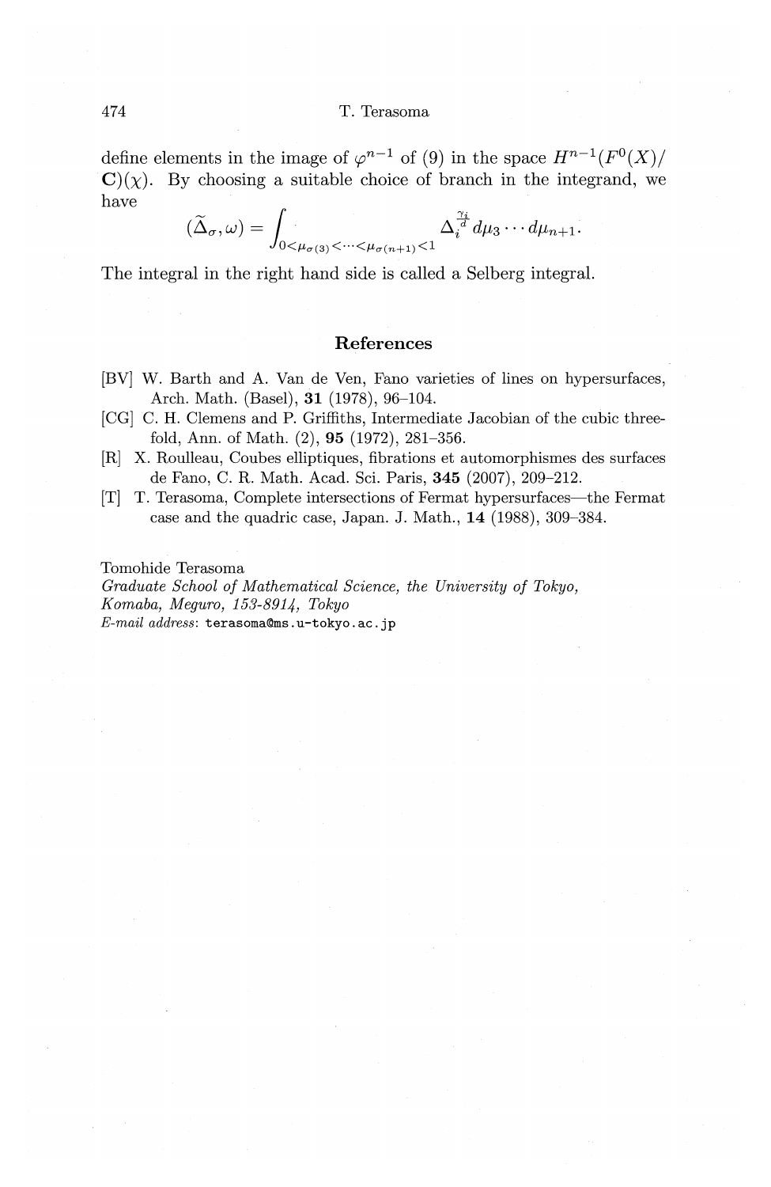define elements in the image of $\varphi^{n-1}$ of (9) in the space $H^{n-1}(F^0(X)/\mathbf{C})(\chi)$. By choosing a suitable choice of branch in the integrand, we have

$$(\widetilde{\Delta}_\sigma, \omega) = \int_{0<\mu_{\sigma(3)}<\cdots<\mu_{\sigma(n+1)}<1} \Delta_i^{\frac{\gamma_i}{d}} d\mu_3 \cdots d\mu_{n+1}.$$

The integral in the right hand side is called a Selberg integral.

## References

[BV] W. Barth and A. Van de Ven, Fano varieties of lines on hypersurfaces, Arch. Math. (Basel), **31** (1978), 96–104.

[CG] C. H. Clemens and P. Griffiths, Intermediate Jacobian of the cubic threefold, Ann. of Math. (2), **95** (1972), 281–356.

[R] X. Roulleau, Coubes elliptiques, fibrations et automorphismes des surfaces de Fano, C. R. Math. Acad. Sci. Paris, **345** (2007), 209–212.

[T] T. Terasoma, Complete intersections of Fermat hypersurfaces—the Fermat case and the quadric case, Japan. J. Math., **14** (1988), 309–384.

Tomohide Terasoma
*Graduate School of Mathematical Science, the University of Tokyo, Komaba, Meguro, 153-8914, Tokyo*
*E-mail address*: terasoma@ms.u-tokyo.ac.jp